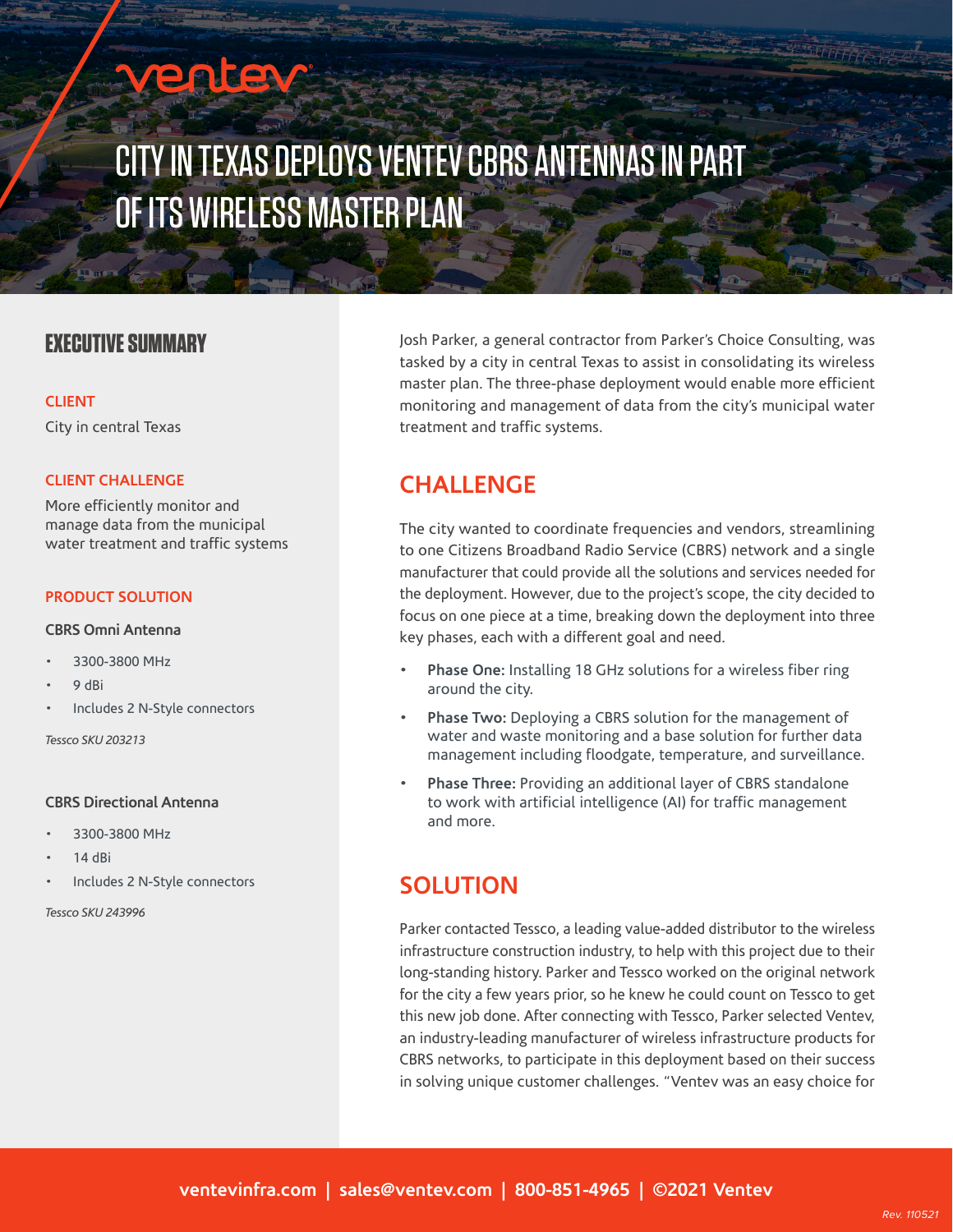# CITY IN TEXAS DEPLOYS VENTEV CBRS ANTENNAS IN PART OF ITS WIRELESS MASTER PLAN

## EXECUTIVE SUMMARY

**CLIENT**

City in central Texas

**CLIENT CHALLENGE**

More efficiently monitor and manage data from the municipal water treatment and traffic systems

**PRODUCT SOLUTION**

**CBRS Omni Antenna**

- 3300-3800 MHz
- 9 dBi
- Includes 2 N-Style connectors

*Tessco SKU 203213*

**CBRS Directional Antenna**

- 3300-3800 MHz
- 14 dBi
- Includes 2 N-Style connectors

*Tessco SKU 243996*

Josh Parker, a general contractor from Parker's Choice Consulting, was tasked by a city in central Texas to assist in consolidating its wireless master plan. The three-phase deployment would enable more efficient monitoring and management of data from the city's municipal water treatment and traffic systems.

## CHALLENGE

The city wanted to coordinate frequencies and vendors, streamlining to one Citizens Broadband Radio Service (CBRS) network and a single manufacturer that could provide all the solutions and services needed for the deployment. However, due to the project's scope, the city decided to focus on one piece at a time, breaking down the deployment into three key phases, each with a different goal and need.

- **Phase One:** Installing 18 GHz solutions for a wireless fiber ring around the city.
- **Phase Two:** Deploying a CBRS solution for the management of water and waste monitoring and a base solution for further data management including floodgate, temperature, and surveillance.
- **Phase Three:** Providing an additional layer of CBRS standalone to work with artificial intelligence (AI) for traffic management and more.

## SOLUTION

Parker contacted Tessco, a leading value-added distributor to the wireless infrastructure construction industry, to help with this project due to their long-standing history. Parker and Tessco worked on the original network for the city a few years prior, so he knew he could count on Tessco to get this new job done. After connecting with Tessco, Parker selected Ventev, an industry-leading manufacturer of wireless infrastructure products for CBRS networks, to participate in this deployment based on their success in solving unique customer challenges. "Ventev was an easy choice for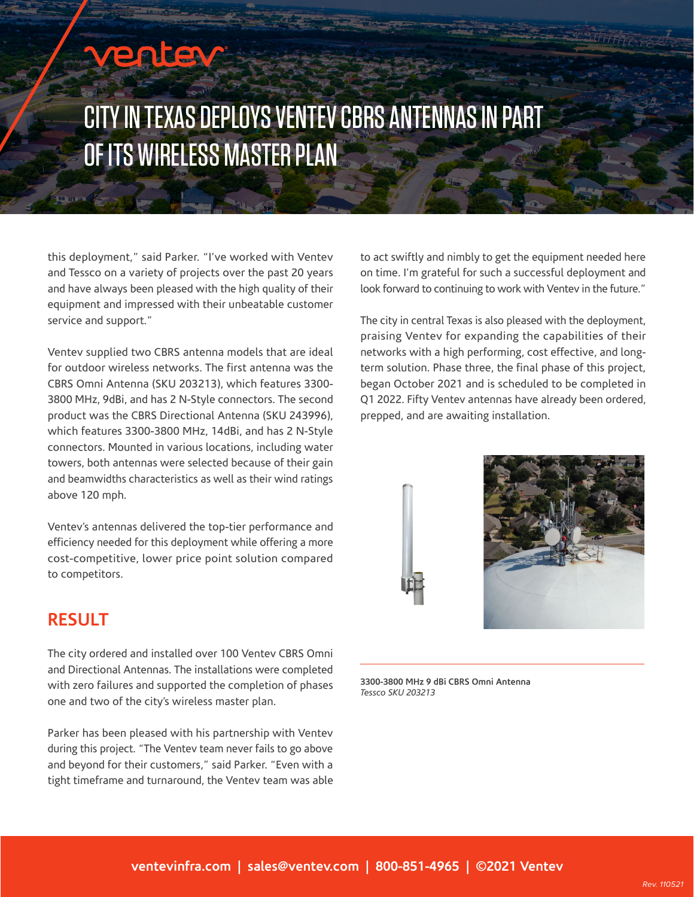# CITY IN TEXAS DEPLOYS VENTEV CBRS ANTENNAS IN PART OF ITS WIRELESS MASTER PLAN

this deployment," said Parker. "I've worked with Ventev and Tessco on a variety of projects over the past 20 years and have always been pleased with the high quality of their equipment and impressed with their unbeatable customer service and support."

Ventev supplied two CBRS antenna models that are ideal for outdoor wireless networks. The first antenna was the CBRS Omni Antenna (SKU 203213), which features 3300-3800 MHz, 9dBi, and has 2 N-Style connectors. The second product was the CBRS Directional Antenna (SKU 243996), which features 3300-3800 MHz, 14dBi, and has 2 N-Style connectors. Mounted in various locations, including water towers, both antennas were selected because of their gain and beamwidths characteristics as well as their wind ratings above 120 mph.

Ventev's antennas delivered the top-tier performance and efficiency needed for this deployment while offering a more cost-competitive, lower price point solution compared to competitors.

## RESULT

The city ordered and installed over 100 Ventev CBRS Omni and Directional Antennas. The installations were completed with zero failures and supported the completion of phases one and two of the city's wireless master plan.

Parker has been pleased with his partnership with Ventev during this project. "The Ventev team never fails to go above and beyond for their customers," said Parker. "Even with a tight timeframe and turnaround, the Ventev team was able to act swiftly and nimbly to get the equipment needed here on time. I'm grateful for such a successful deployment and look forward to continuing to work with Ventev in the future."

The city in central Texas is also pleased with the deployment, praising Ventev for expanding the capabilities of their networks with a high performing, cost effective, and long-term solution. Phase three, the final phase of this project, began October 2021 and is scheduled to be completed in Q1 2022. Fifty Ventev antennas have already been ordered, prepped, and are awaiting installation.

**3300-3800 MHz 9 dBi CBRS Omni Antenna**
*Tessco SKU 203213*

**ventevinfra.com | sales@ventev.com | 800-851-4965 | ©2021 Ventev**

*Rev. 110521*